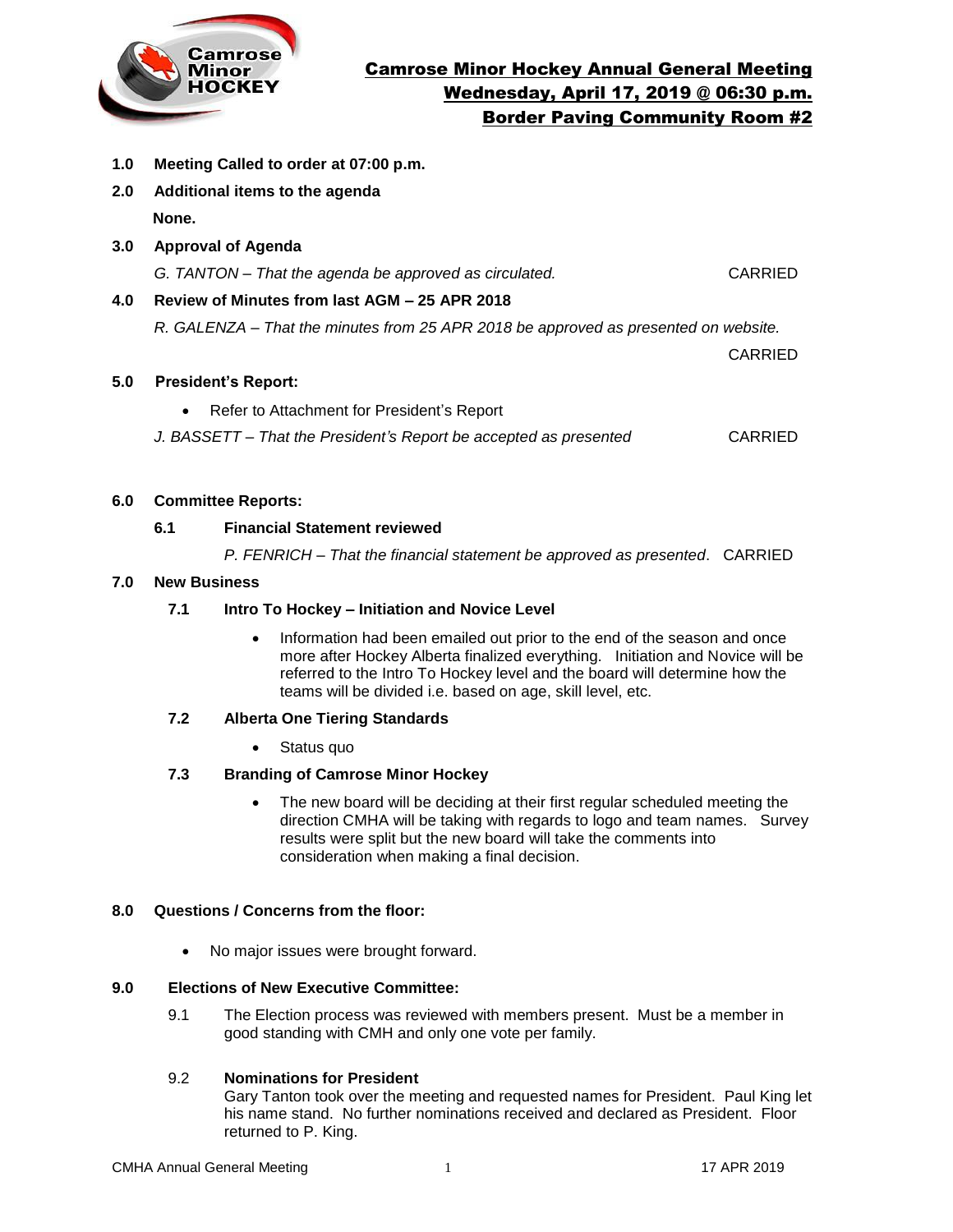# Camrose Minor Hockey Annual General Meeting

## Wednesday, April 17, 2019 @ 06:30 p.m.

## Border Paving Community Room #2

**1.0 Meeting Called to order at 07:00 p.m.**

**2.0 Additional items to the agenda**

**None.**

**3.0 Approval of Agenda**

*G. TANTON – That the agenda be approved as circulated.* CARRIED

**4.0 Review of Minutes from last AGM – 25 APR 2018**

*R. GALENZA – That the minutes from 25 APR 2018 be approved as presented on website.*

CARRIED

**5.0 President's Report:**

- Refer to Attachment for President's Report

*J. BASSETT – That the President's Report be accepted as presented* CARRIED

**6.0 Committee Reports:**

**6.1 Financial Statement reviewed**

*P. FENRICH – That the financial statement be approved as presented*. CARRIED

**7.0 New Business**

**7.1 Intro To Hockey – Initiation and Novice Level**

- Information had been emailed out prior to the end of the season and once more after Hockey Alberta finalized everything. Initiation and Novice will be referred to the Intro To Hockey level and the board will determine how the teams will be divided i.e. based on age, skill level, etc.

**7.2 Alberta One Tiering Standards**

- Status quo

**7.3 Branding of Camrose Minor Hockey**

- The new board will be deciding at their first regular scheduled meeting the direction CMHA will be taking with regards to logo and team names. Survey results were split but the new board will take the comments into consideration when making a final decision.

**8.0 Questions / Concerns from the floor:**

- No major issues were brought forward.

**9.0 Elections of New Executive Committee:**

9.1 The Election process was reviewed with members present. Must be a member in good standing with CMH and only one vote per family.

9.2 **Nominations for President**

Gary Tanton took over the meeting and requested names for President. Paul King let his name stand. No further nominations received and declared as President. Floor returned to P. King.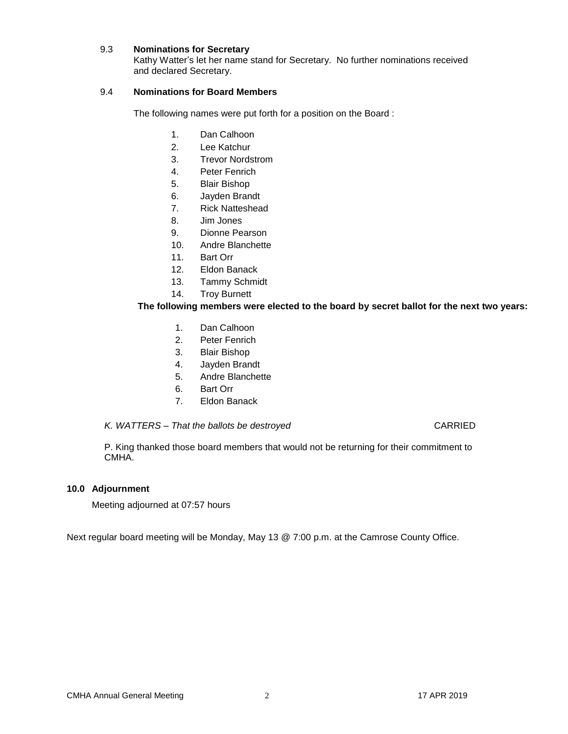### 9.3 Nominations for Secretary

Kathy Watter's let her name stand for Secretary. No further nominations received and declared Secretary.

### 9.4 Nominations for Board Members

The following names were put forth for a position on the Board :

1. Dan Calhoon
2. Lee Katchur
3. Trevor Nordstrom
4. Peter Fenrich
5. Blair Bishop
6. Jayden Brandt
7. Rick Natteshead
8. Jim Jones
9. Dionne Pearson
10. Andre Blanchette
11. Bart Orr
12. Eldon Banack
13. Tammy Schmidt
14. Troy Burnett

**The following members were elected to the board by secret ballot for the next two years:**

1. Dan Calhoon
2. Peter Fenrich
3. Blair Bishop
4. Jayden Brandt
5. Andre Blanchette
6. Bart Orr
7. Eldon Banack

*K. WATTERS – That the ballots be destroyed* CARRIED

P. King thanked those board members that would not be returning for their commitment to CMHA.

## 10.0 Adjournment

Meeting adjourned at 07:57 hours

Next regular board meeting will be Monday, May 13 @ 7:00 p.m. at the Camrose County Office.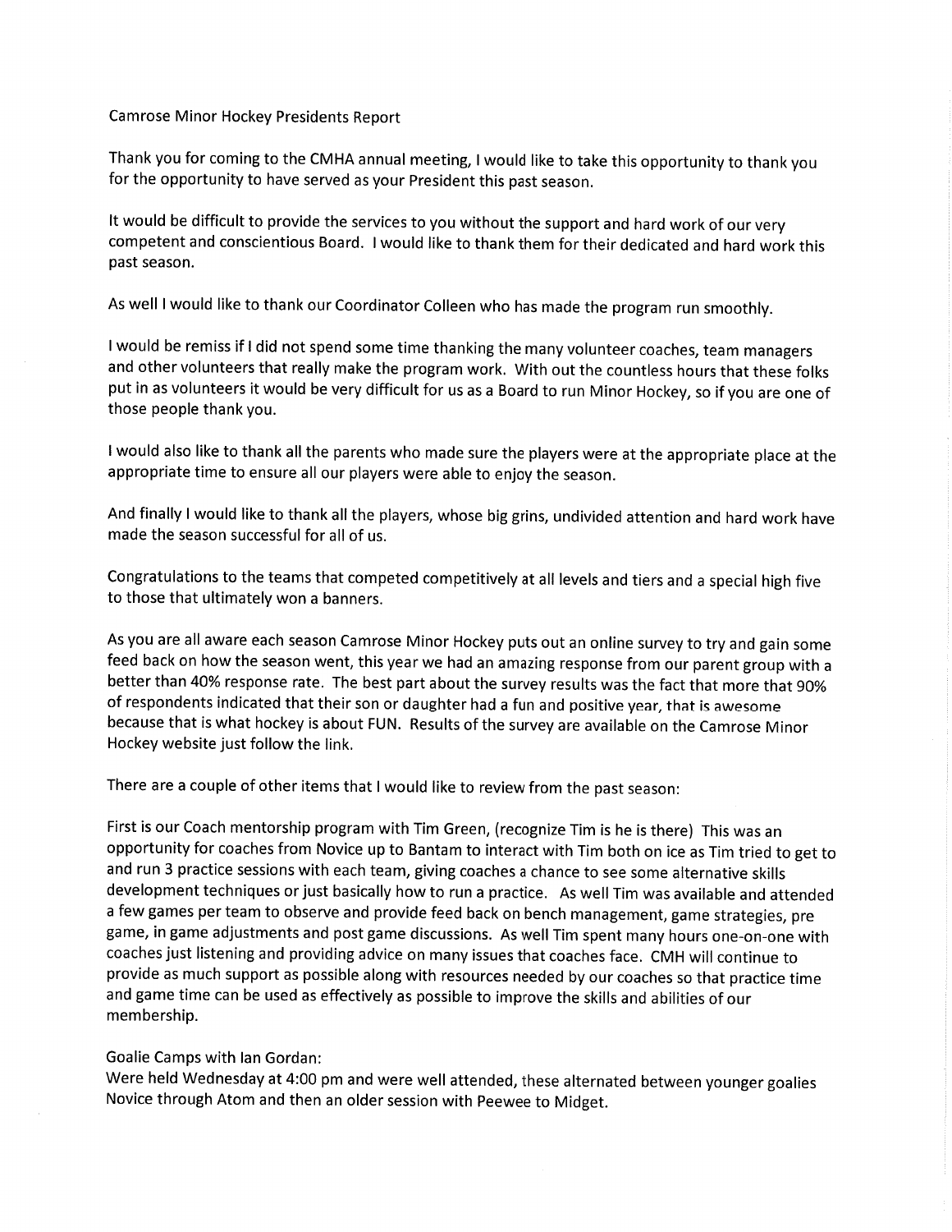Camrose Minor Hockey Presidents Report

Thank you for coming to the CMHA annual meeting, I would like to take this opportunity to thank you for the opportunity to have served as your President this past season.

It would be difficult to provide the services to you without the support and hard work of our very competent and conscientious Board. I would like to thank them for their dedicated and hard work this past season.

As well I would like to thank our Coordinator Colleen who has made the program run smoothly.

I would be remiss if I did not spend some time thanking the many volunteer coaches, team managers and other volunteers that really make the program work. With out the countless hours that these folks put in as volunteers it would be very difficult for us as a Board to run Minor Hockey, so if you are one of those people thank you.

I would also like to thank all the parents who made sure the players were at the appropriate place at the appropriate time to ensure all our players were able to enjoy the season.

And finally I would like to thank all the players, whose big grins, undivided attention and hard work have made the season successful for all of us.

Congratulations to the teams that competed competitively at all levels and tiers and a special high five to those that ultimately won a banners.

As you are all aware each season Camrose Minor Hockey puts out an online survey to try and gain some feed back on how the season went, this year we had an amazing response from our parent group with a better than 40% response rate. The best part about the survey results was the fact that more that 90% of respondents indicated that their son or daughter had a fun and positive year, that is awesome because that is what hockey is about FUN. Results of the survey are available on the Camrose Minor Hockey website just follow the link.

There are a couple of other items that I would like to review from the past season:

First is our Coach mentorship program with Tim Green, (recognize Tim is he is there) This was an opportunity for coaches from Novice up to Bantam to interact with Tim both on ice as Tim tried to get to and run 3 practice sessions with each team, giving coaches a chance to see some alternative skills development techniques or just basically how to run a practice. As well Tim was available and attended a few games per team to observe and provide feed back on bench management, game strategies, pre game, in game adjustments and post game discussions. As well Tim spent many hours one-on-one with coaches just listening and providing advice on many issues that coaches face. CMH will continue to provide as much support as possible along with resources needed by our coaches so that practice time and game time can be used as effectively as possible to improve the skills and abilities of our membership.

Goalie Camps with Ian Gordan:
Were held Wednesday at 4:00 pm and were well attended, these alternated between younger goalies Novice through Atom and then an older session with Peewee to Midget.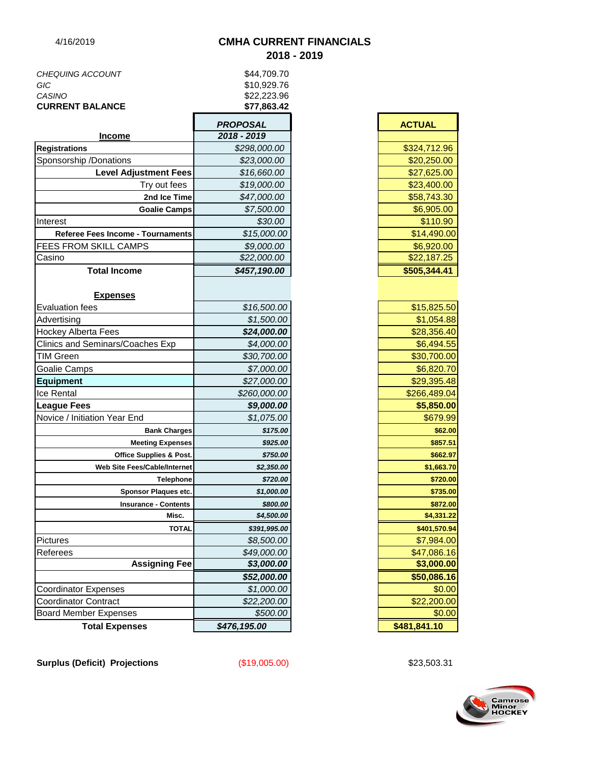4/16/2019

# CMHA CURRENT FINANCIALS
## 2018 - 2019

| | |
|---|---|
| *CHEQUING ACCOUNT* | $44,709.70 |
| *GIC* | $10,929.76 |
| *CASINO* | $22,223.96 |
| **CURRENT BALANCE** | **$77,863.42** |

| | ***PROPOSAL*** | **ACTUAL** |
|---|---|---|
| **Income** | ***2018 - 2019*** | |
| **Registrations** | *$298,000.00* | $324,712.96 |
| Sponsorship /Donations | *$23,000.00* | $20,250.00 |
| **Level Adjustment Fees** | *$16,660.00* | $27,625.00 |
| Try out fees | *$19,000.00* | $23,400.00 |
| **2nd Ice Time** | *$47,000.00* | $58,743.30 |
| **Goalie Camps** | *$7,500.00* | $6,905.00 |
| Interest | *$30.00* | $110.90 |
| **Referee Fees Income - Tournaments** | *$15,000.00* | $14,490.00 |
| FEES FROM SKILL CAMPS | *$9,000.00* | $6,920.00 |
| Casino | *$22,000.00* | $22,187.25 |
| **Total Income** | ***$457,190.00*** | **$505,344.41** |
| | | |
| **Expenses** | | |
| Evaluation fees | *$16,500.00* | $15,825.50 |
| Advertising | *$1,500.00* | $1,054.88 |
| Hockey Alberta Fees | ***$24,000.00*** | $28,356.40 |
| Clinics and Seminars/Coaches Exp | *$4,000.00* | $6,494.55 |
| TIM Green | *$30,700.00* | $30,700.00 |
| Goalie Camps | *$7,000.00* | $6,820.70 |
| **Equipment** | *$27,000.00* | $29,395.48 |
| Ice Rental | *$260,000.00* | $266,489.04 |
| **League Fees** | ***$9,000.00*** | **$5,850.00** |
| Novice / Initiation Year End | *$1,075.00* | $679.99 |
| **Bank Charges** | ***$175.00*** | **$62.00** |
| **Meeting Expenses** | ***$925.00*** | **$857.51** |
| **Office Supplies & Post.** | ***$750.00*** | **$662.97** |
| **Web Site Fees/Cable/Internet** | ***$2,350.00*** | **$1,663.70** |
| **Telephone** | ***$720.00*** | **$720.00** |
| **Sponsor Plaques etc.** | ***$1,000.00*** | **$735.00** |
| **Insurance - Contents** | ***$800.00*** | **$872.00** |
| **Misc.** | ***$4,500.00*** | **$4,331.22** |
| **TOTAL** | ***$391,995.00*** | **$401,570.94** |
| Pictures | *$8,500.00* | $7,984.00 |
| Referees | *$49,000.00* | $47,086.16 |
| **Assigning Fee** | ***$3,000.00*** | **$3,000.00** |
| | ***$52,000.00*** | **$50,086.16** |
| Coordinator Expenses | *$1,000.00* | $0.00 |
| Coordinator Contract | *$22,200.00* | $22,200.00 |
| Board Member Expenses | *$500.00* | $0.00 |
| **Total Expenses** | ***$476,195.00*** | **$481,841.10** |
| | | |
| **Surplus (Deficit) Projections** | ($19,005.00) | $23,503.31 |

Camrose Minor HOCKEY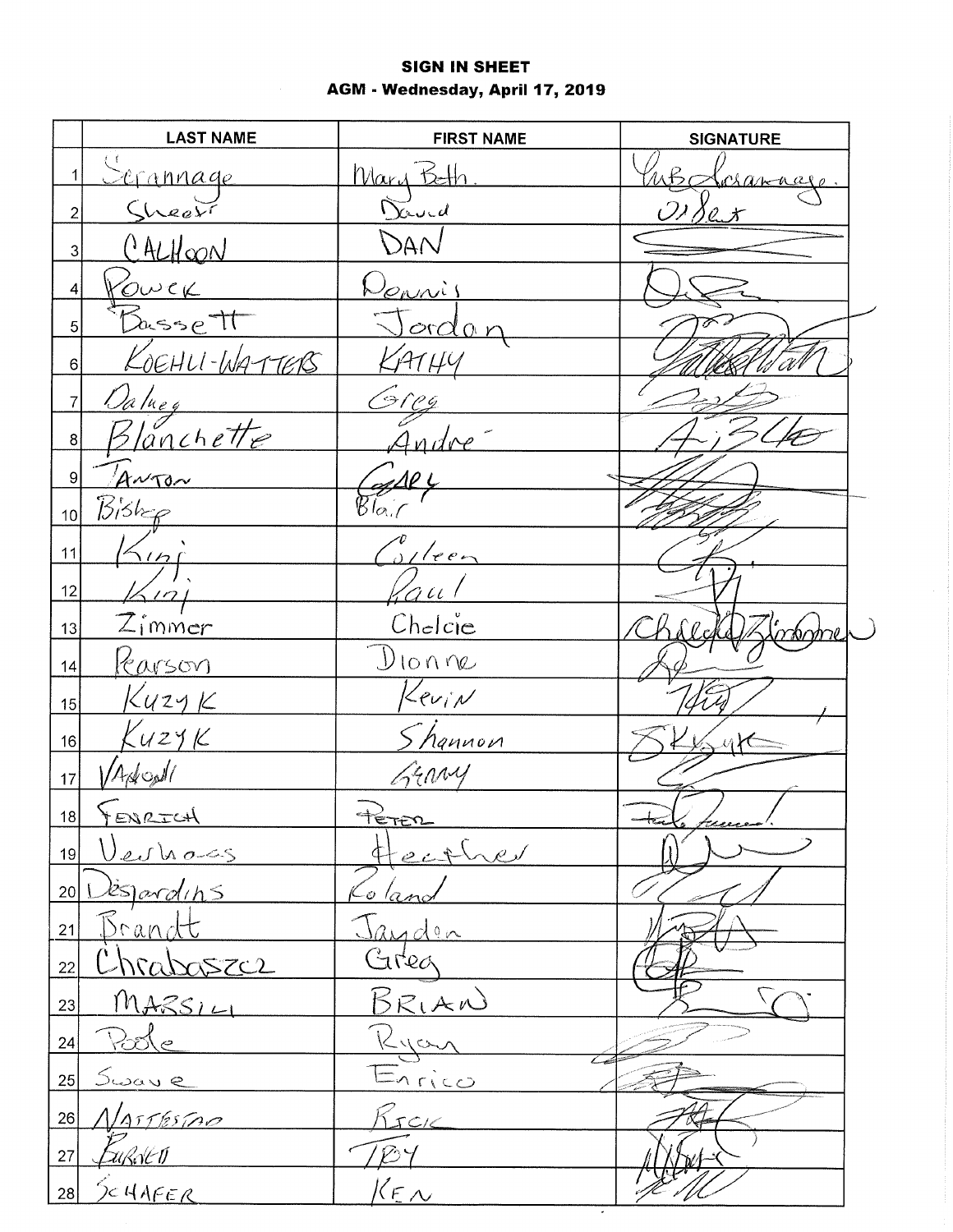**SIGN IN SHEET**

**AGM - Wednesday, April 17, 2019**

| | LAST NAME | FIRST NAME | SIGNATURE |
|---|---|---|---|
| 1 | Scrannage | Mary Beth | |
| 2 | Sheets | David | |
| 3 | CALHOON | DAN | |
| 4 | POWCK | Dennis | |
| 5 | Bassett | Jordan | |
| 6 | KOEHLI-WATTERS | KATHY | |
| 7 | Dalkey | Greg | |
| 8 | Blanchette | Andre | |
| 9 | TANTON | GARY | |
| 10 | Bishop | Blair | |
| 11 | King | Colleen | |
| 12 | King | Paul | |
| 13 | Zimmer | Chelcie | |
| 14 | Pearson | Dionne | |
| 15 | Kuzyk | Kevin | |
| 16 | Kuzyk | Shannon | |
| 17 | Vadoall | GERRY | |
| 18 | FENRICH | PETER | |
| 19 | Verhoos | Heather | |
| 20 | Desjardins | Roland | |
| 21 | Brandt | Jayden | |
| 22 | Chrabaszcz | Greg | |
| 23 | MARSILI | BRIAN | |
| 24 | Poole | Ryan | |
| 25 | Swane | Enrico | |
| 26 | NATTESTAD | RICK | |
| 27 | BURNETT | TROY | |
| 28 | SCHAFER | KEN | |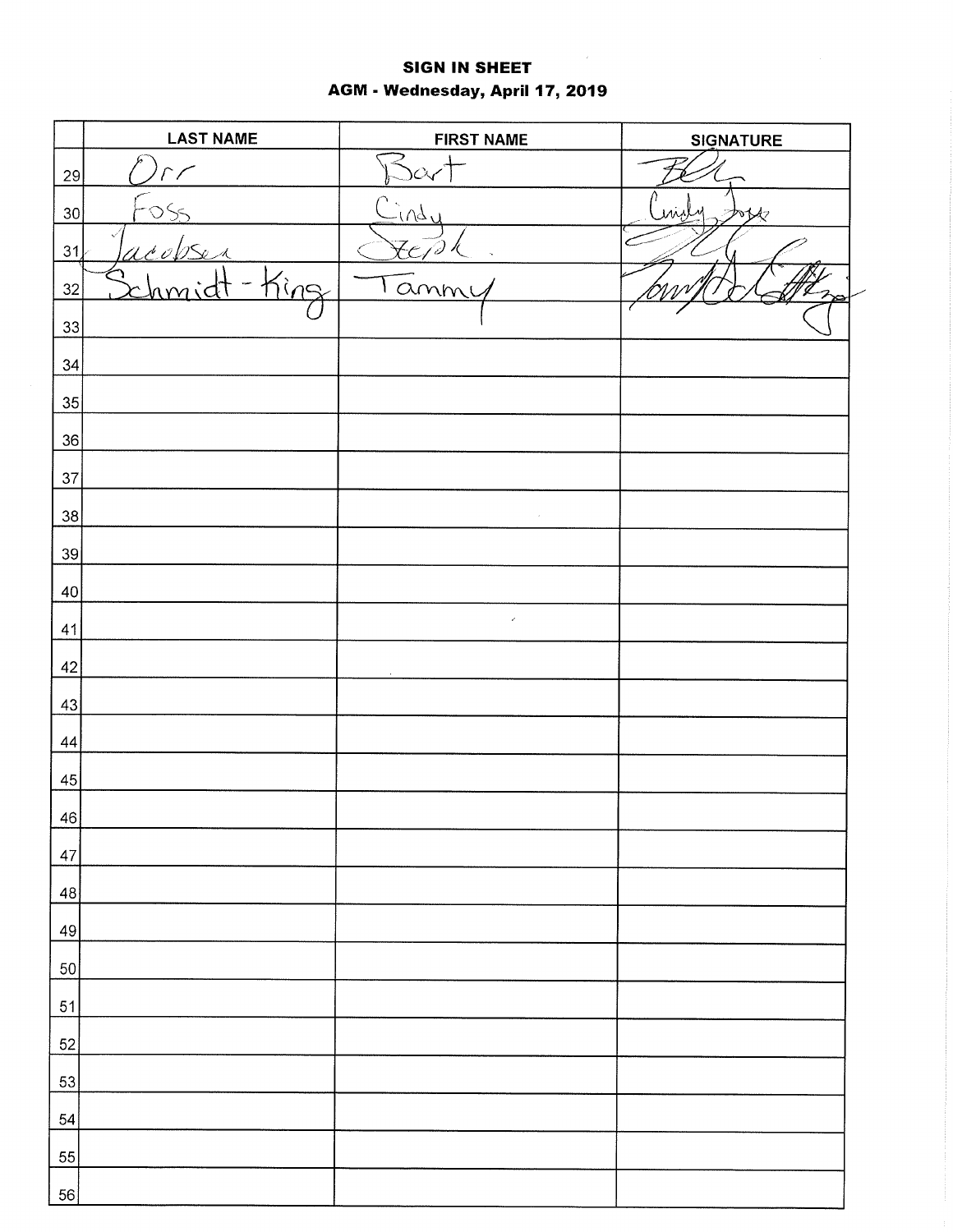**SIGN IN SHEET**
**AGM - Wednesday, April 17, 2019**

| | LAST NAME | FIRST NAME | SIGNATURE |
|---|---|---|---|
| 29 | Orr | Bart | |
| 30 | Foss | Cindy | Cindy Foss |
| 31 | Jacobsen | Steph | |
| 32 | Schmidt - King | Tammy | |
| 33 | | | |
| 34 | | | |
| 35 | | | |
| 36 | | | |
| 37 | | | |
| 38 | | | |
| 39 | | | |
| 40 | | | |
| 41 | | | |
| 42 | | | |
| 43 | | | |
| 44 | | | |
| 45 | | | |
| 46 | | | |
| 47 | | | |
| 48 | | | |
| 49 | | | |
| 50 | | | |
| 51 | | | |
| 52 | | | |
| 53 | | | |
| 54 | | | |
| 55 | | | |
| 56 | | | |